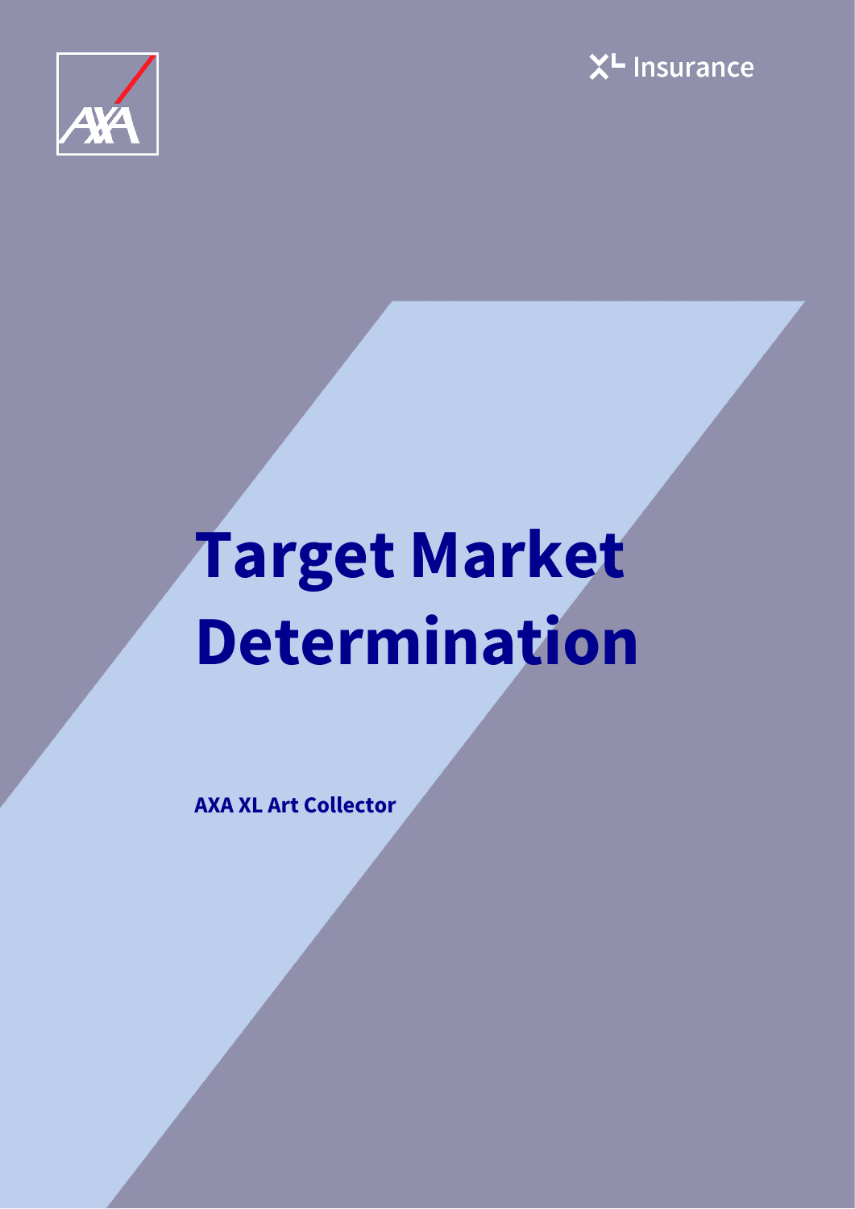# Target Market Determination

**AXA XL Art Collector**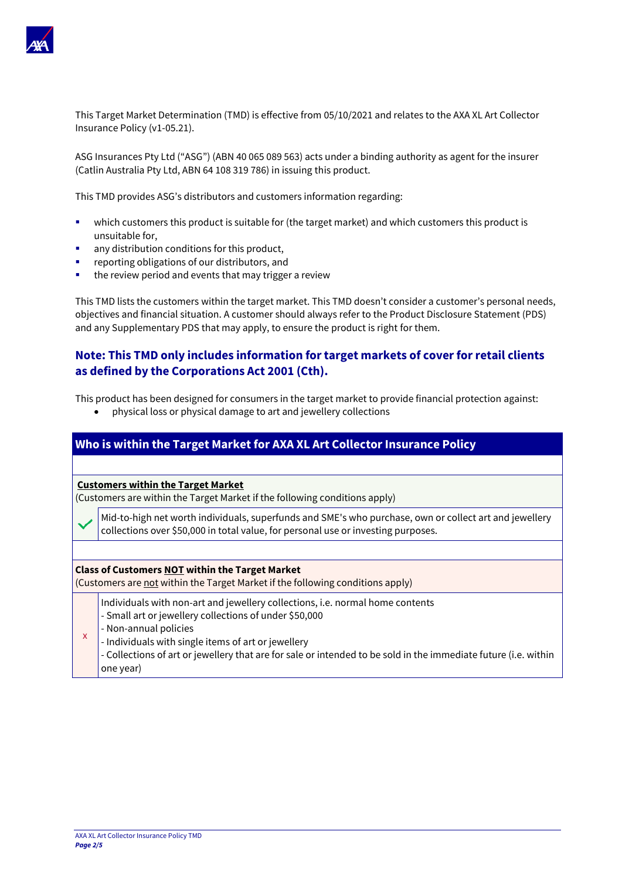This Target Market Determination (TMD) is effective from 05/10/2021 and relates to the AXA XL Art Collector Insurance Policy (v1-05.21).

ASG Insurances Pty Ltd ("ASG") (ABN 40 065 089 563) acts under a binding authority as agent for the insurer (Catlin Australia Pty Ltd, ABN 64 108 319 786) in issuing this product.

This TMD provides ASG's distributors and customers information regarding:

- which customers this product is suitable for (the target market) and which customers this product is unsuitable for,
- any distribution conditions for this product,
- reporting obligations of our distributors, and
- the review period and events that may trigger a review

This TMD lists the customers within the target market. This TMD doesn't consider a customer's personal needs, objectives and financial situation. A customer should always refer to the Product Disclosure Statement (PDS) and any Supplementary PDS that may apply, to ensure the product is right for them.

### Note: This TMD only includes information for target markets of cover for retail clients as defined by the Corporations Act 2001 (Cth).

This product has been designed for consumers in the target market to provide financial protection against:

- physical loss or physical damage to art and jewellery collections

## Who is within the Target Market for AXA XL Art Collector Insurance Policy

**Customers within the Target Market**
(Customers are within the Target Market if the following conditions apply)

| | |
|---|---|
| ✓ | Mid-to-high net worth individuals, superfunds and SME's who purchase, own or collect art and jewellery collections over $50,000 in total value, for personal use or investing purposes. |

**Class of Customers NOT within the Target Market**
(Customers are not within the Target Market if the following conditions apply)

| | |
|---|---|
| x | Individuals with non-art and jewellery collections, i.e. normal home contents<br>- Small art or jewellery collections of under $50,000<br>- Non-annual policies<br>- Individuals with single items of art or jewellery<br>- Collections of art or jewellery that are for sale or intended to be sold in the immediate future (i.e. within one year) |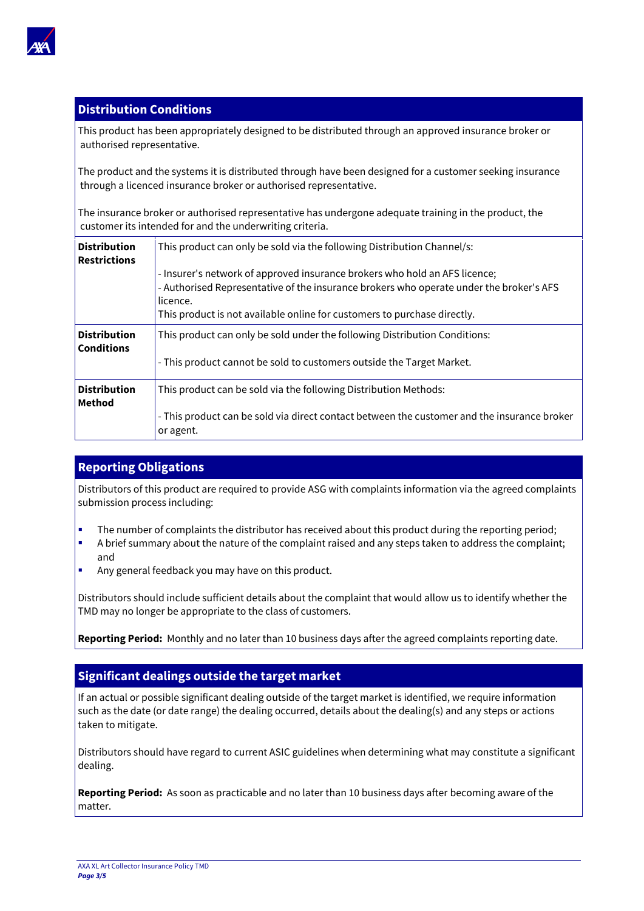## Distribution Conditions

This product has been appropriately designed to be distributed through an approved insurance broker or authorised representative.

The product and the systems it is distributed through have been designed for a customer seeking insurance through a licenced insurance broker or authorised representative.

The insurance broker or authorised representative has undergone adequate training in the product, the customer its intended for and the underwriting criteria.

| | |
|---|---|
| **Distribution Restrictions** | This product can only be sold via the following Distribution Channel/s:<br><br>- Insurer's network of approved insurance brokers who hold an AFS licence;<br>- Authorised Representative of the insurance brokers who operate under the broker's AFS licence.<br>This product is not available online for customers to purchase directly. |
| **Distribution Conditions** | This product can only be sold under the following Distribution Conditions:<br><br>- This product cannot be sold to customers outside the Target Market. |
| **Distribution Method** | This product can be sold via the following Distribution Methods:<br><br>- This product can be sold via direct contact between the customer and the insurance broker or agent. |

## Reporting Obligations

Distributors of this product are required to provide ASG with complaints information via the agreed complaints submission process including:

- The number of complaints the distributor has received about this product during the reporting period;
- A brief summary about the nature of the complaint raised and any steps taken to address the complaint; and
- Any general feedback you may have on this product.

Distributors should include sufficient details about the complaint that would allow us to identify whether the TMD may no longer be appropriate to the class of customers.

**Reporting Period:** Monthly and no later than 10 business days after the agreed complaints reporting date.

## Significant dealings outside the target market

If an actual or possible significant dealing outside of the target market is identified, we require information such as the date (or date range) the dealing occurred, details about the dealing(s) and any steps or actions taken to mitigate.

Distributors should have regard to current ASIC guidelines when determining what may constitute a significant dealing.

**Reporting Period:** As soon as practicable and no later than 10 business days after becoming aware of the matter.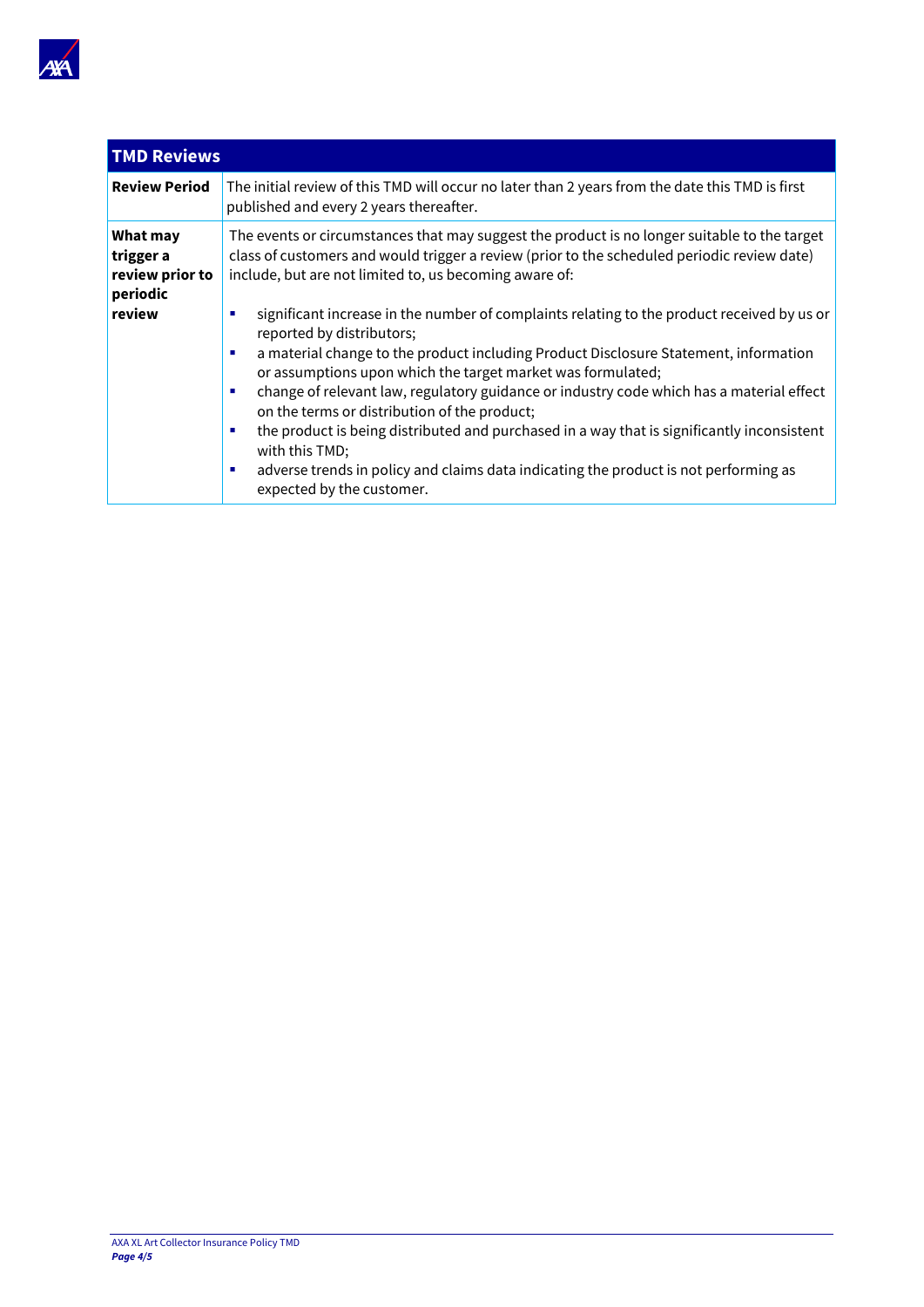| TMD Reviews | |
|---|---|
| **Review Period** | The initial review of this TMD will occur no later than 2 years from the date this TMD is first published and every 2 years thereafter. |
| **What may trigger a review prior to periodic review** | The events or circumstances that may suggest the product is no longer suitable to the target class of customers and would trigger a review (prior to the scheduled periodic review date) include, but are not limited to, us becoming aware of:<br>▪ significant increase in the number of complaints relating to the product received by us or reported by distributors;<br>▪ a material change to the product including Product Disclosure Statement, information or assumptions upon which the target market was formulated;<br>▪ change of relevant law, regulatory guidance or industry code which has a material effect on the terms or distribution of the product;<br>▪ the product is being distributed and purchased in a way that is significantly inconsistent with this TMD;<br>▪ adverse trends in policy and claims data indicating the product is not performing as expected by the customer. |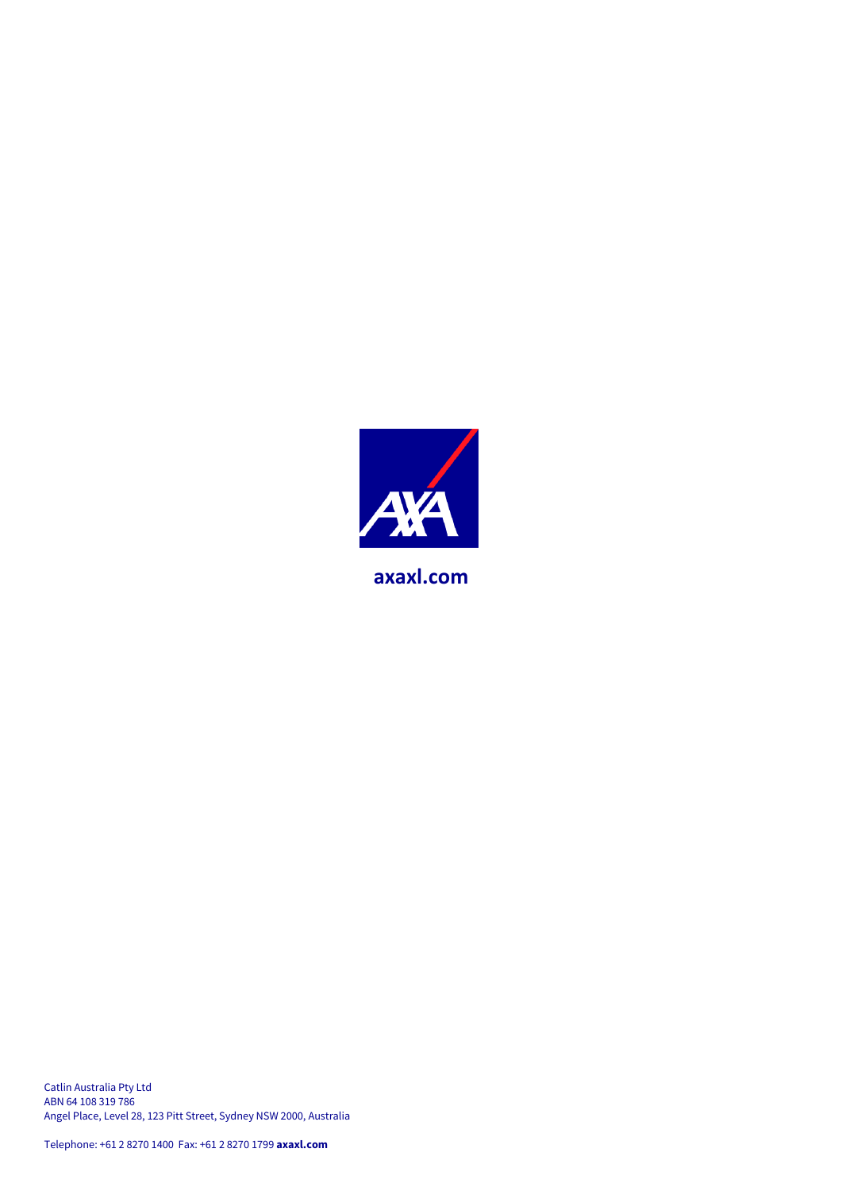axaxl.com

Catlin Australia Pty Ltd
ABN 64 108 319 786
Angel Place, Level 28, 123 Pitt Street, Sydney NSW 2000, Australia

Telephone: +61 2 8270 1400 Fax: +61 2 8270 1799 **axaxl.com**